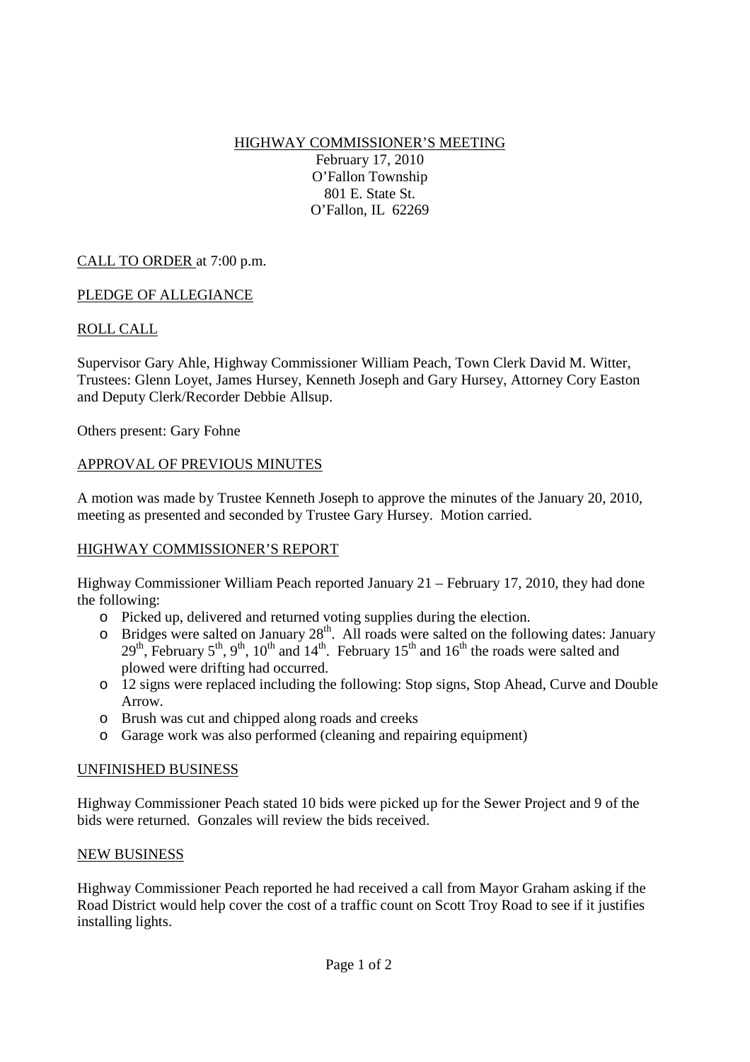# HIGHWAY COMMISSIONER'S MEETING

February 17, 2010
O'Fallon Township
801 E. State St.
O'Fallon, IL 62269

## CALL TO ORDER at 7:00 p.m.

## PLEDGE OF ALLEGIANCE

## ROLL CALL

Supervisor Gary Ahle, Highway Commissioner William Peach, Town Clerk David M. Witter, Trustees: Glenn Loyet, James Hursey, Kenneth Joseph and Gary Hursey, Attorney Cory Easton and Deputy Clerk/Recorder Debbie Allsup.

Others present: Gary Fohne

## APPROVAL OF PREVIOUS MINUTES

A motion was made by Trustee Kenneth Joseph to approve the minutes of the January 20, 2010, meeting as presented and seconded by Trustee Gary Hursey. Motion carried.

## HIGHWAY COMMISSIONER'S REPORT

Highway Commissioner William Peach reported January 21 – February 17, 2010, they had done the following:

- Picked up, delivered and returned voting supplies during the election.
- Bridges were salted on January 28th. All roads were salted on the following dates: January 29th, February 5th, 9th, 10th and 14th. February 15th and 16th the roads were salted and plowed were drifting had occurred.
- 12 signs were replaced including the following: Stop signs, Stop Ahead, Curve and Double Arrow.
- Brush was cut and chipped along roads and creeks
- Garage work was also performed (cleaning and repairing equipment)

## UNFINISHED BUSINESS

Highway Commissioner Peach stated 10 bids were picked up for the Sewer Project and 9 of the bids were returned. Gonzales will review the bids received.

## NEW BUSINESS

Highway Commissioner Peach reported he had received a call from Mayor Graham asking if the Road District would help cover the cost of a traffic count on Scott Troy Road to see if it justifies installing lights.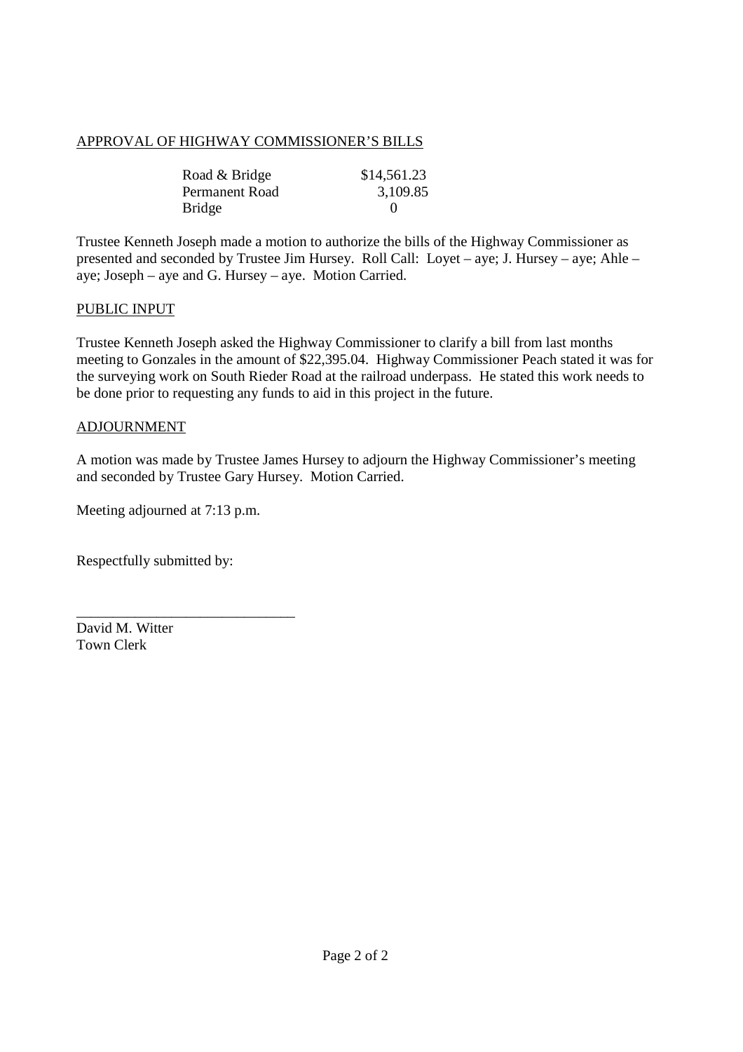## APPROVAL OF HIGHWAY COMMISSIONER'S BILLS

| | |
|---|---|
| Road & Bridge | \$14,561.23 |
| Permanent Road | 3,109.85 |
| Bridge | 0 |

Trustee Kenneth Joseph made a motion to authorize the bills of the Highway Commissioner as presented and seconded by Trustee Jim Hursey. Roll Call: Loyet – aye; J. Hursey – aye; Ahle – aye; Joseph – aye and G. Hursey – aye. Motion Carried.

## PUBLIC INPUT

Trustee Kenneth Joseph asked the Highway Commissioner to clarify a bill from last months meeting to Gonzales in the amount of \$22,395.04. Highway Commissioner Peach stated it was for the surveying work on South Rieder Road at the railroad underpass. He stated this work needs to be done prior to requesting any funds to aid in this project in the future.

## ADJOURNMENT

A motion was made by Trustee James Hursey to adjourn the Highway Commissioner's meeting and seconded by Trustee Gary Hursey. Motion Carried.

Meeting adjourned at 7:13 p.m.

Respectfully submitted by:

______________________________

David M. Witter
Town Clerk